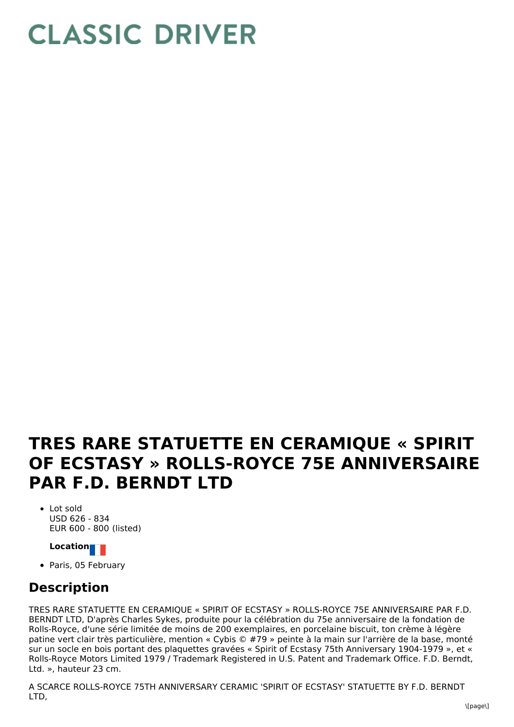# CLASSIC DRIVER

# TRES RARE STATUETTE EN CERAMIQUE « SPIRIT OF ECSTASY » ROLLS-ROYCE 75E ANNIVERSAIRE PAR F.D. BERNDT LTD

- Lot sold
  USD 626 - 834
  EUR 600 - 800 (listed)

**Location**

- Paris, 05 February

## Description

TRES RARE STATUETTE EN CERAMIQUE « SPIRIT OF ECSTASY » ROLLS-ROYCE 75E ANNIVERSAIRE PAR F.D. BERNDT LTD, D'après Charles Sykes, produite pour la célébration du 75e anniversaire de la fondation de Rolls-Royce, d'une série limitée de moins de 200 exemplaires, en porcelaine biscuit, ton crème à légère patine vert clair très particulière, mention « Cybis © #79 » peinte à la main sur l'arrière de la base, monté sur un socle en bois portant des plaquettes gravées « Spirit of Ecstasy 75th Anniversary 1904-1979 », et « Rolls-Royce Motors Limited 1979 / Trademark Registered in U.S. Patent and Trademark Office. F.D. Berndt, Ltd. », hauteur 23 cm.

A SCARCE ROLLS-ROYCE 75TH ANNIVERSARY CERAMIC 'SPIRIT OF ECSTASY' STATUETTE BY F.D. BERNDT LTD,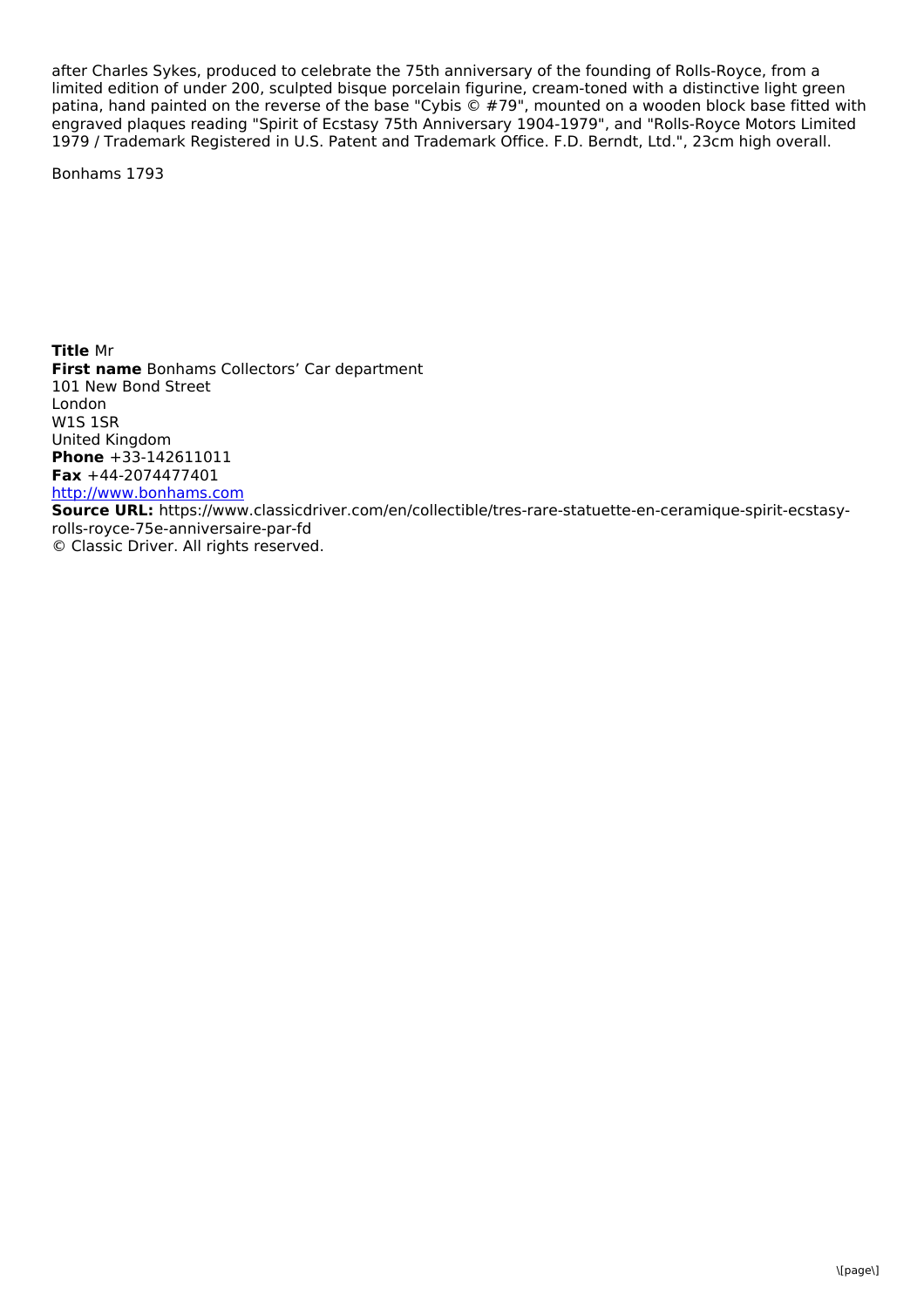after Charles Sykes, produced to celebrate the 75th anniversary of the founding of Rolls-Royce, from a limited edition of under 200, sculpted bisque porcelain figurine, cream-toned with a distinctive light green patina, hand painted on the reverse of the base "Cybis © #79", mounted on a wooden block base fitted with engraved plaques reading "Spirit of Ecstasy 75th Anniversary 1904-1979", and "Rolls-Royce Motors Limited 1979 / Trademark Registered in U.S. Patent and Trademark Office. F.D. Berndt, Ltd.", 23cm high overall.

Bonhams 1793

**Title** Mr
**First name** Bonhams Collectors' Car department
101 New Bond Street
London
W1S 1SR
United Kingdom
**Phone** +33-142611011
**Fax** +44-2074477401
http://www.bonhams.com
**Source URL:** https://www.classicdriver.com/en/collectible/tres-rare-statuette-en-ceramique-spirit-ecstasy-rolls-royce-75e-anniversaire-par-fd
© Classic Driver. All rights reserved.